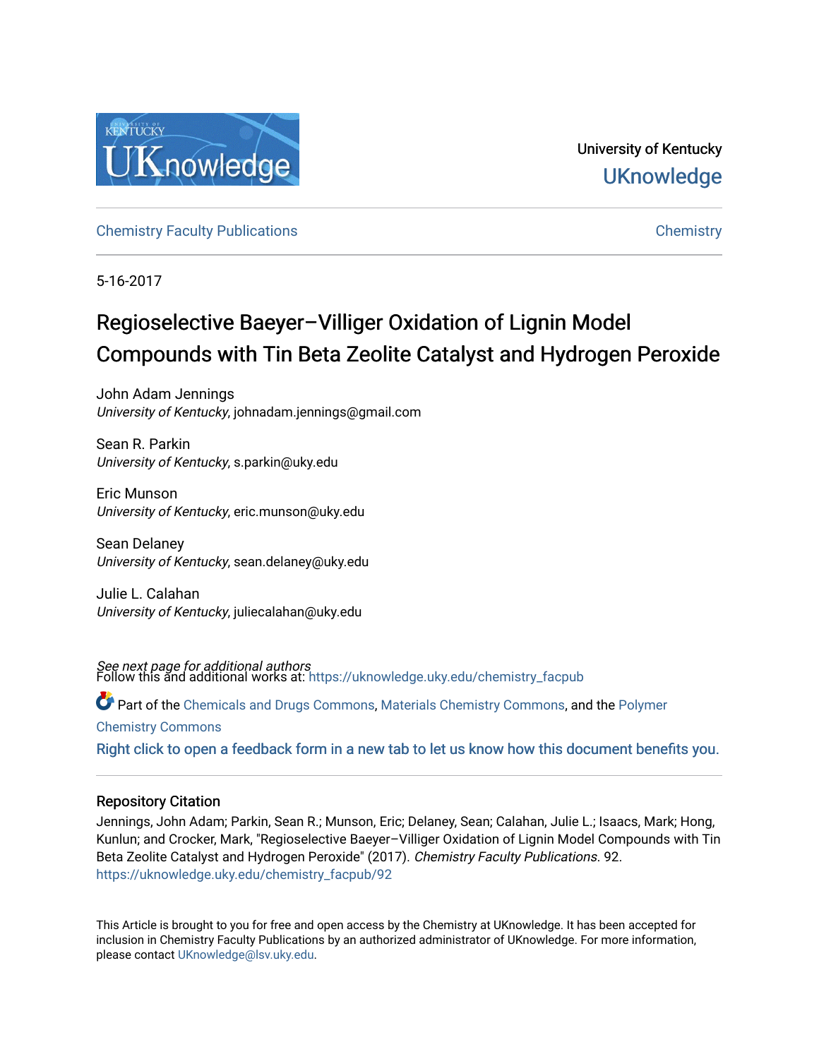University of Kentucky

UKnowledge

Chemistry Faculty Publications

Chemistry

5-16-2017

# Regioselective Baeyer–Villiger Oxidation of Lignin Model Compounds with Tin Beta Zeolite Catalyst and Hydrogen Peroxide

John Adam Jennings
*University of Kentucky*, johnadam.jennings@gmail.com

Sean R. Parkin
*University of Kentucky*, s.parkin@uky.edu

Eric Munson
*University of Kentucky*, eric.munson@uky.edu

Sean Delaney
*University of Kentucky*, sean.delaney@uky.edu

Julie L. Calahan
*University of Kentucky*, juliecalahan@uky.edu

*See next page for additional authors*

Follow this and additional works at: https://uknowledge.uky.edu/chemistry_facpub

Part of the Chemicals and Drugs Commons, Materials Chemistry Commons, and the Polymer Chemistry Commons

Right click to open a feedback form in a new tab to let us know how this document benefits you.

## Repository Citation

Jennings, John Adam; Parkin, Sean R.; Munson, Eric; Delaney, Sean; Calahan, Julie L.; Isaacs, Mark; Hong, Kunlun; and Crocker, Mark, "Regioselective Baeyer–Villiger Oxidation of Lignin Model Compounds with Tin Beta Zeolite Catalyst and Hydrogen Peroxide" (2017). *Chemistry Faculty Publications*. 92.
https://uknowledge.uky.edu/chemistry_facpub/92

This Article is brought to you for free and open access by the Chemistry at UKnowledge. It has been accepted for inclusion in Chemistry Faculty Publications by an authorized administrator of UKnowledge. For more information, please contact UKnowledge@lsv.uky.edu.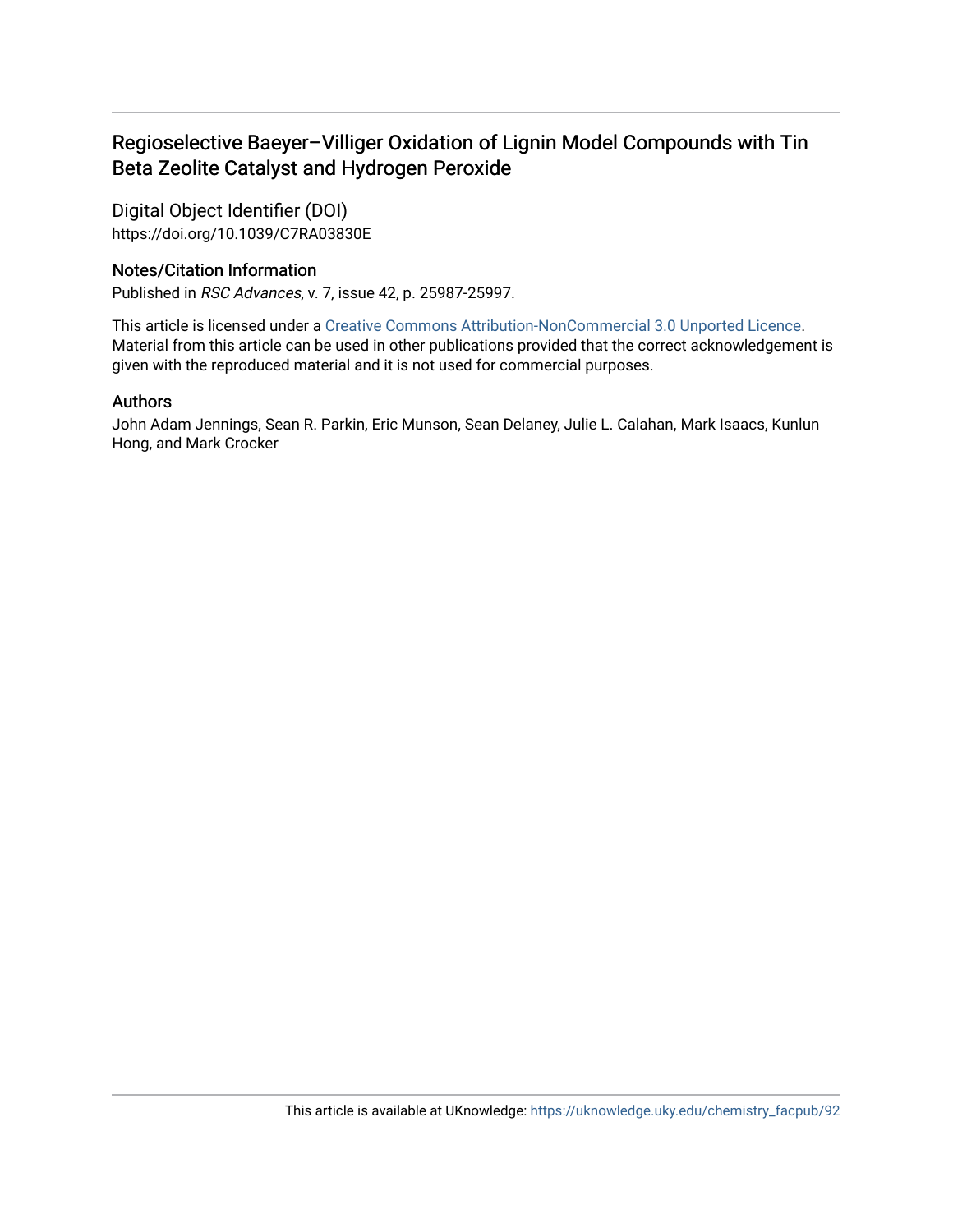# Regioselective Baeyer–Villiger Oxidation of Lignin Model Compounds with Tin Beta Zeolite Catalyst and Hydrogen Peroxide

## Digital Object Identifier (DOI)

https://doi.org/10.1039/C7RA03830E

## Notes/Citation Information

Published in *RSC Advances*, v. 7, issue 42, p. 25987-25997.

This article is licensed under a Creative Commons Attribution-NonCommercial 3.0 Unported Licence. Material from this article can be used in other publications provided that the correct acknowledgement is given with the reproduced material and it is not used for commercial purposes.

## Authors

John Adam Jennings, Sean R. Parkin, Eric Munson, Sean Delaney, Julie L. Calahan, Mark Isaacs, Kunlun Hong, and Mark Crocker

This article is available at UKnowledge: https://uknowledge.uky.edu/chemistry_facpub/92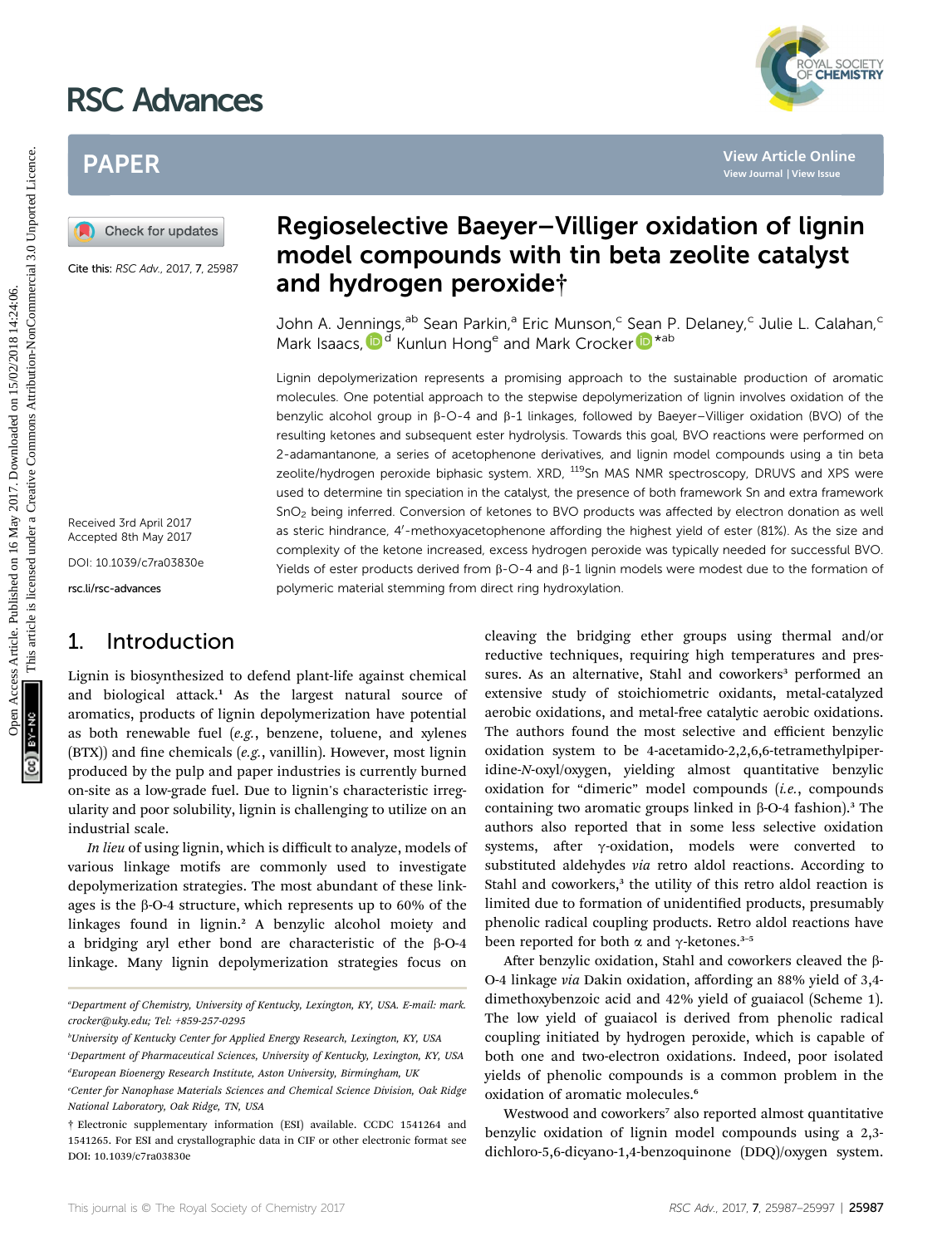# Regioselective Baeyer–Villiger oxidation of lignin model compounds with tin beta zeolite catalyst and hydrogen peroxide†

John A. Jennings,[ab] Sean Parkin,[a] Eric Munson,[c] Sean P. Delaney,[c] Julie L. Calahan,[c] Mark Isaacs,[d] Kunlun Hong[e] and Mark Crocker*[ab]

Cite this: *RSC Adv.*, 2017, 7, 25987

Received 3rd April 2017
Accepted 8th May 2017

DOI: 10.1039/c7ra03830e

rsc.li/rsc-advances

Lignin depolymerization represents a promising approach to the sustainable production of aromatic molecules. One potential approach to the stepwise depolymerization of lignin involves oxidation of the benzylic alcohol group in β-O-4 and β-1 linkages, followed by Baeyer–Villiger oxidation (BVO) of the resulting ketones and subsequent ester hydrolysis. Towards this goal, BVO reactions were performed on 2-adamantanone, a series of acetophenone derivatives, and lignin model compounds using a tin beta zeolite/hydrogen peroxide biphasic system. XRD, $^{119}$Sn MAS NMR spectroscopy, DRUVS and XPS were used to determine tin speciation in the catalyst, the presence of both framework Sn and extra framework $SnO_2$ being inferred. Conversion of ketones to BVO products was affected by electron donation as well as steric hindrance, 4′-methoxyacetophenone affording the highest yield of ester (81%). As the size and complexity of the ketone increased, excess hydrogen peroxide was typically needed for successful BVO. Yields of ester products derived from β-O-4 and β-1 lignin models were modest due to the formation of polymeric material stemming from direct ring hydroxylation.

## 1. Introduction

Lignin is biosynthesized to defend plant-life against chemical and biological attack.[1] As the largest natural source of aromatics, products of lignin depolymerization have potential as both renewable fuel (*e.g.*, benzene, toluene, and xylenes (BTX)) and fine chemicals (*e.g.*, vanillin). However, most lignin produced by the pulp and paper industries is currently burned on-site as a low-grade fuel. Due to lignin's characteristic irregularity and poor solubility, lignin is challenging to utilize on an industrial scale.

*In lieu* of using lignin, which is difficult to analyze, models of various linkage motifs are commonly used to investigate depolymerization strategies. The most abundant of these linkages is the β-O-4 structure, which represents up to 60% of the linkages found in lignin.[2] A benzylic alcohol moiety and a bridging aryl ether bond are characteristic of the β-O-4 linkage. Many lignin depolymerization strategies focus on cleaving the bridging ether groups using thermal and/or reductive techniques, requiring high temperatures and pressures. As an alternative, Stahl and coworkers[3] performed an extensive study of stoichiometric oxidants, metal-catalyzed aerobic oxidations, and metal-free catalytic aerobic oxidations. The authors found the most selective and efficient benzylic oxidation system to be 4-acetamido-2,2,6,6-tetramethylpiperidine-*N*-oxyl/oxygen, yielding almost quantitative benzylic oxidation for "dimeric" model compounds (*i.e.*, compounds containing two aromatic groups linked in β-O-4 fashion).[3] The authors also reported that in some less selective oxidation systems, after γ-oxidation, models were converted to substituted aldehydes *via* retro aldol reactions. According to Stahl and coworkers,[3] the utility of this retro aldol reaction is limited due to formation of unidentified products, presumably phenolic radical coupling products. Retro aldol reactions have been reported for both α and γ-ketones.[3–5]

After benzylic oxidation, Stahl and coworkers cleaved the β-O-4 linkage *via* Dakin oxidation, affording an 88% yield of 3,4-dimethoxybenzoic acid and 42% yield of guaiacol (Scheme 1). The low yield of guaiacol is derived from phenolic radical coupling initiated by hydrogen peroxide, which is capable of both one and two-electron oxidations. Indeed, poor isolated yields of phenolic compounds is a common problem in the oxidation of aromatic molecules.[6]

Westwood and coworkers[7] also reported almost quantitative benzylic oxidation of lignin model compounds using a 2,3-dichloro-5,6-dicyano-1,4-benzoquinone (DDQ)/oxygen system.

[a]Department of Chemistry, University of Kentucky, Lexington, KY, USA. E-mail: mark.crocker@uky.edu; Tel: +859-257-0295

[b]University of Kentucky Center for Applied Energy Research, Lexington, KY, USA

[c]Department of Pharmaceutical Sciences, University of Kentucky, Lexington, KY, USA

[d]European Bioenergy Research Institute, Aston University, Birmingham, UK

[e]Center for Nanophase Materials Sciences and Chemical Science Division, Oak Ridge National Laboratory, Oak Ridge, TN, USA

† Electronic supplementary information (ESI) available. CCDC 1541264 and 1541265. For ESI and crystallographic data in CIF or other electronic format see DOI: 10.1039/c7ra03830e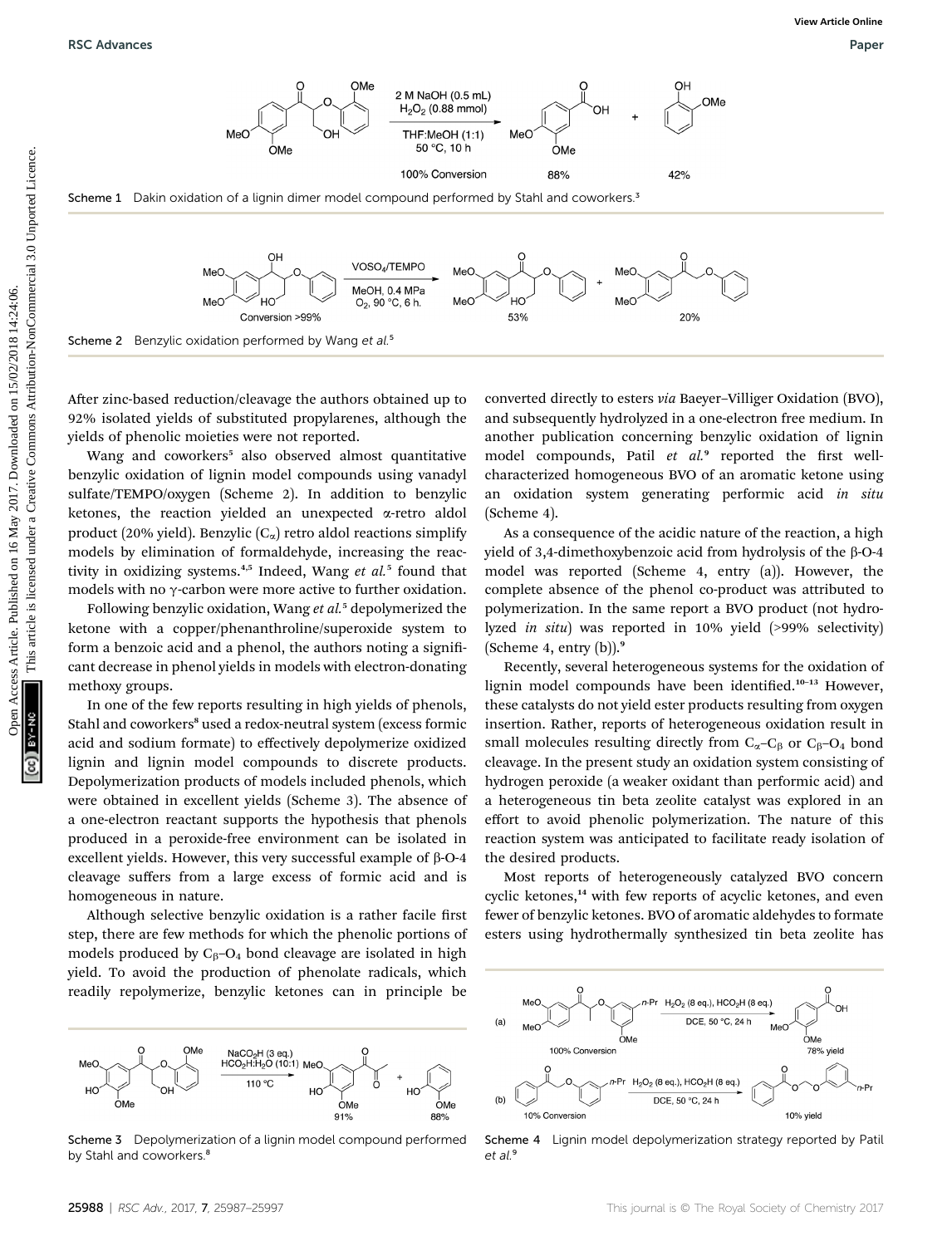Scheme 1 Dakin oxidation of a lignin dimer model compound performed by Stahl and coworkers.[3]

Scheme 2 Benzylic oxidation performed by Wang *et al.*[5]

After zinc-based reduction/cleavage the authors obtained up to 92% isolated yields of substituted propylarenes, although the yields of phenolic moieties were not reported.

Wang and coworkers[5] also observed almost quantitative benzylic oxidation of lignin model compounds using vanadyl sulfate/TEMPO/oxygen (Scheme 2). In addition to benzylic ketones, the reaction yielded an unexpected α-retro aldol product (20% yield). Benzylic ($C_\alpha$) retro aldol reactions simplify models by elimination of formaldehyde, increasing the reactivity in oxidizing systems.[4,5] Indeed, Wang *et al.*[5] found that models with no γ-carbon were more active to further oxidation.

Following benzylic oxidation, Wang *et al.*[5] depolymerized the ketone with a copper/phenanthroline/superoxide system to form a benzoic acid and a phenol, the authors noting a significant decrease in phenol yields in models with electron-donating methoxy groups.

In one of the few reports resulting in high yields of phenols, Stahl and coworkers[8] used a redox-neutral system (excess formic acid and sodium formate) to effectively depolymerize oxidized lignin and lignin model compounds to discrete products. Depolymerization products of models included phenols, which were obtained in excellent yields (Scheme 3). The absence of a one-electron reactant supports the hypothesis that phenols produced in a peroxide-free environment can be isolated in excellent yields. However, this very successful example of β-O-4 cleavage suffers from a large excess of formic acid and is homogeneous in nature.

Although selective benzylic oxidation is a rather facile first step, there are few methods for which the phenolic portions of models produced by $C_\beta$–$O_4$ bond cleavage are isolated in high yield. To avoid the production of phenolate radicals, which readily repolymerize, benzylic ketones can in principle be converted directly to esters *via* Baeyer–Villiger Oxidation (BVO), and subsequently hydrolyzed in a one-electron free medium. In another publication concerning benzylic oxidation of lignin model compounds, Patil *et al.*[9] reported the first well-characterized homogeneous BVO of an aromatic ketone using an oxidation system generating performic acid *in situ* (Scheme 4).

As a consequence of the acidic nature of the reaction, a high yield of 3,4-dimethoxybenzoic acid from hydrolysis of the β-O-4 model was reported (Scheme 4, entry (a)). However, the complete absence of the phenol co-product was attributed to polymerization. In the same report a BVO product (not hydrolyzed *in situ*) was reported in 10% yield (>99% selectivity) (Scheme 4, entry (b)).[9]

Recently, several heterogeneous systems for the oxidation of lignin model compounds have been identified.[10–13] However, these catalysts do not yield ester products resulting from oxygen insertion. Rather, reports of heterogeneous oxidation result in small molecules resulting directly from $C_\alpha$–$C_\beta$ or $C_\beta$–$O_4$ bond cleavage. In the present study an oxidation system consisting of hydrogen peroxide (a weaker oxidant than performic acid) and a heterogeneous tin beta zeolite catalyst was explored in an effort to avoid phenolic polymerization. The nature of this reaction system was anticipated to facilitate ready isolation of the desired products.

Most reports of heterogeneously catalyzed BVO concern cyclic ketones,[14] with few reports of acyclic ketones, and even fewer of benzylic ketones. BVO of aromatic aldehydes to formate esters using hydrothermally synthesized tin beta zeolite has

Scheme 3 Depolymerization of a lignin model compound performed by Stahl and coworkers.[8]

Scheme 4 Lignin model depolymerization strategy reported by Patil *et al.*[9]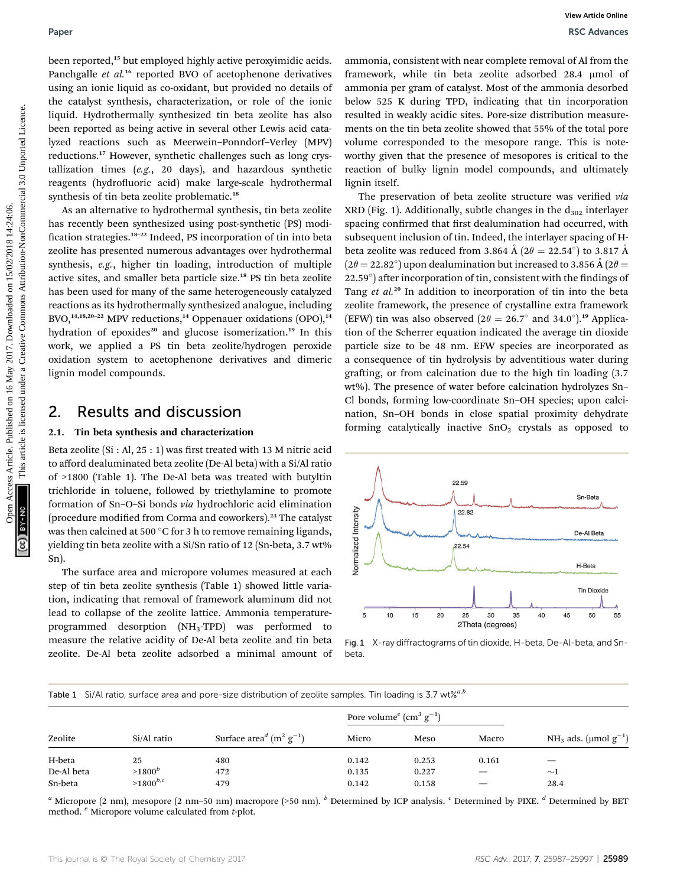been reported,[15] but employed highly active peroxyimidic acids. Panchgalle *et al.*[16] reported BVO of acetophenone derivatives using an ionic liquid as co-oxidant, but provided no details of the catalyst synthesis, characterization, or role of the ionic liquid. Hydrothermally synthesized tin beta zeolite has also been reported as being active in several other Lewis acid catalyzed reactions such as Meerwein–Ponndorf–Verley (MPV) reductions.[17] However, synthetic challenges such as long crystallization times (*e.g.*, 20 days), and hazardous synthetic reagents (hydrofluoric acid) make large-scale hydrothermal synthesis of tin beta zeolite problematic.[18]

As an alternative to hydrothermal synthesis, tin beta zeolite has recently been synthesized using post-synthetic (PS) modification strategies.[18–22] Indeed, PS incorporation of tin into beta zeolite has presented numerous advantages over hydrothermal synthesis, *e.g.*, higher tin loading, introduction of multiple active sites, and smaller beta particle size.[18] PS tin beta zeolite has been used for many of the same heterogeneously catalyzed reactions as its hydrothermally synthesized analogue, including BVO,[14,18,20–22] MPV reductions,[14] Oppenauer oxidations (OPO),[14] hydration of epoxides[20] and glucose isomerization.[19] In this work, we applied a PS tin beta zeolite/hydrogen peroxide oxidation system to acetophenone derivatives and dimeric lignin model compounds.

## 2. Results and discussion

### 2.1. Tin beta synthesis and characterization

Beta zeolite (Si : Al, 25 : 1) was first treated with 13 M nitric acid to afford dealuminated beta zeolite (De-Al beta) with a Si/Al ratio of >1800 (Table 1). The De-Al beta was treated with butyltin trichloride in toluene, followed by triethylamine to promote formation of Sn–O–Si bonds *via* hydrochloric acid elimination (procedure modified from Corma and coworkers).[23] The catalyst was then calcined at 500 °C for 3 h to remove remaining ligands, yielding tin beta zeolite with a Si/Sn ratio of 12 (Sn-beta, 3.7 wt% Sn).

The surface area and micropore volumes measured at each step of tin beta zeolite synthesis (Table 1) showed little variation, indicating that removal of framework aluminum did not lead to collapse of the zeolite lattice. Ammonia temperature-programmed desorption ($NH_3$-TPD) was performed to measure the relative acidity of De-Al beta zeolite and tin beta zeolite. De-Al beta zeolite adsorbed a minimal amount of ammonia, consistent with near complete removal of Al from the framework, while tin beta zeolite adsorbed 28.4 μmol of ammonia per gram of catalyst. Most of the ammonia desorbed below 525 K during TPD, indicating that tin incorporation resulted in weakly acidic sites. Pore-size distribution measurements on the tin beta zeolite showed that 55% of the total pore volume corresponded to the mesopore range. This is noteworthy given that the presence of mesopores is critical to the reaction of bulky lignin model compounds, and ultimately lignin itself.

The preservation of beta zeolite structure was verified *via* XRD (Fig. 1). Additionally, subtle changes in the $d_{302}$ interlayer spacing confirmed that first dealumination had occurred, with subsequent inclusion of tin. Indeed, the interlayer spacing of H-beta zeolite was reduced from 3.864 Å ($2\theta = 22.54°$) to 3.817 Å ($2\theta = 22.82°$) upon dealumination but increased to 3.856 Å ($2\theta = 22.59°$) after incorporation of tin, consistent with the findings of Tang *et al.*[20] In addition to incorporation of tin into the beta zeolite framework, the presence of crystalline extra framework (EFW) tin was also observed ($2\theta = 26.7°$ and $34.0°$).[19] Application of the Scherrer equation indicated the average tin dioxide particle size to be 48 nm. EFW species are incorporated as a consequence of tin hydrolysis by adventitious water during grafting, or from calcination due to the high tin loading (3.7 wt%). The presence of water before calcination hydrolyzes Sn–Cl bonds, forming low-coordinate Sn–OH species; upon calcination, Sn–OH bonds in close spatial proximity dehydrate forming catalytically inactive $SnO_2$ crystals as opposed to

Fig. 1 X-ray diffractograms of tin dioxide, H-beta, De-Al-beta, and Sn-beta.

Table 1 Si/Al ratio, surface area and pore-size distribution of zeolite samples. Tin loading is 3.7 wt%[a,b]

| Zeolite | Si/Al ratio | Surface area[d] ($m^2$ $g^{-1}$) | Pore volume[e] ($cm^3$ $g^{-1}$) Micro | Meso | Macro | $NH_3$ ads. (μmol $g^{-1}$) |
|---|---|---|---|---|---|---|
| H-beta | 25 | 480 | 0.142 | 0.253 | 0.161 | — |
| De-Al beta | >1800[b] | 472 | 0.135 | 0.227 | — | ~1 |
| Sn-beta | >1800[b,c] | 479 | 0.142 | 0.158 | — | 28.4 |

[a] Micropore (2 nm), mesopore (2 nm–50 nm) macropore (>50 nm). [b] Determined by ICP analysis. [c] Determined by PIXE. [d] Determined by BET method. [e] Micropore volume calculated from *t*-plot.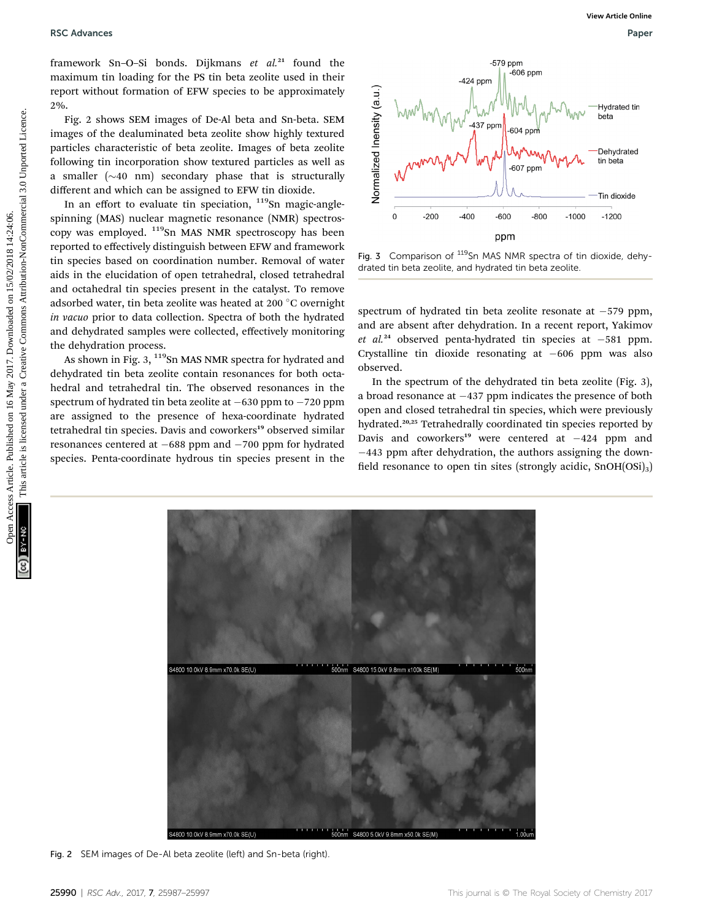framework Sn–O–Si bonds. Dijkmans *et al.*[21] found the maximum tin loading for the PS tin beta zeolite used in their report without formation of EFW species to be approximately 2%.

Fig. 2 shows SEM images of De-Al beta and Sn-beta. SEM images of the dealuminated beta zeolite show highly textured particles characteristic of beta zeolite. Images of beta zeolite following tin incorporation show textured particles as well as a smaller (~40 nm) secondary phase that is structurally different and which can be assigned to EFW tin dioxide.

In an effort to evaluate tin speciation, $^{119}$Sn magic-angle-spinning (MAS) nuclear magnetic resonance (NMR) spectroscopy was employed. $^{119}$Sn MAS NMR spectroscopy has been reported to effectively distinguish between EFW and framework tin species based on coordination number. Removal of water aids in the elucidation of open tetrahedral, closed tetrahedral and octahedral tin species present in the catalyst. To remove adsorbed water, tin beta zeolite was heated at 200 °C overnight *in vacuo* prior to data collection. Spectra of both the hydrated and dehydrated samples were collected, effectively monitoring the dehydration process.

As shown in Fig. 3, $^{119}$Sn MAS NMR spectra for hydrated and dehydrated tin beta zeolite contain resonances for both octahedral and tetrahedral tin. The observed resonances in the spectrum of hydrated tin beta zeolite at −630 ppm to −720 ppm are assigned to the presence of hexa-coordinate hydrated tetrahedral tin species. Davis and coworkers[19] observed similar resonances centered at −688 ppm and −700 ppm for hydrated species. Penta-coordinate hydrous tin species present in the spectrum of hydrated tin beta zeolite resonate at −579 ppm, and are absent after dehydration. In a recent report, Yakimov *et al.*[24] observed penta-hydrated tin species at −581 ppm. Crystalline tin dioxide resonating at −606 ppm was also observed.

Fig. 3 Comparison of $^{119}$Sn MAS NMR spectra of tin dioxide, dehydrated tin beta zeolite, and hydrated tin beta zeolite.

In the spectrum of the dehydrated tin beta zeolite (Fig. 3), a broad resonance at −437 ppm indicates the presence of both open and closed tetrahedral tin species, which were previously hydrated.[20,25] Tetrahedrally coordinated tin species reported by Davis and coworkers[19] were centered at −424 ppm and −443 ppm after dehydration, the authors assigning the downfield resonance to open tin sites (strongly acidic, $SnOH(OSi)_3$)

Fig. 2 SEM images of De-Al beta zeolite (left) and Sn-beta (right).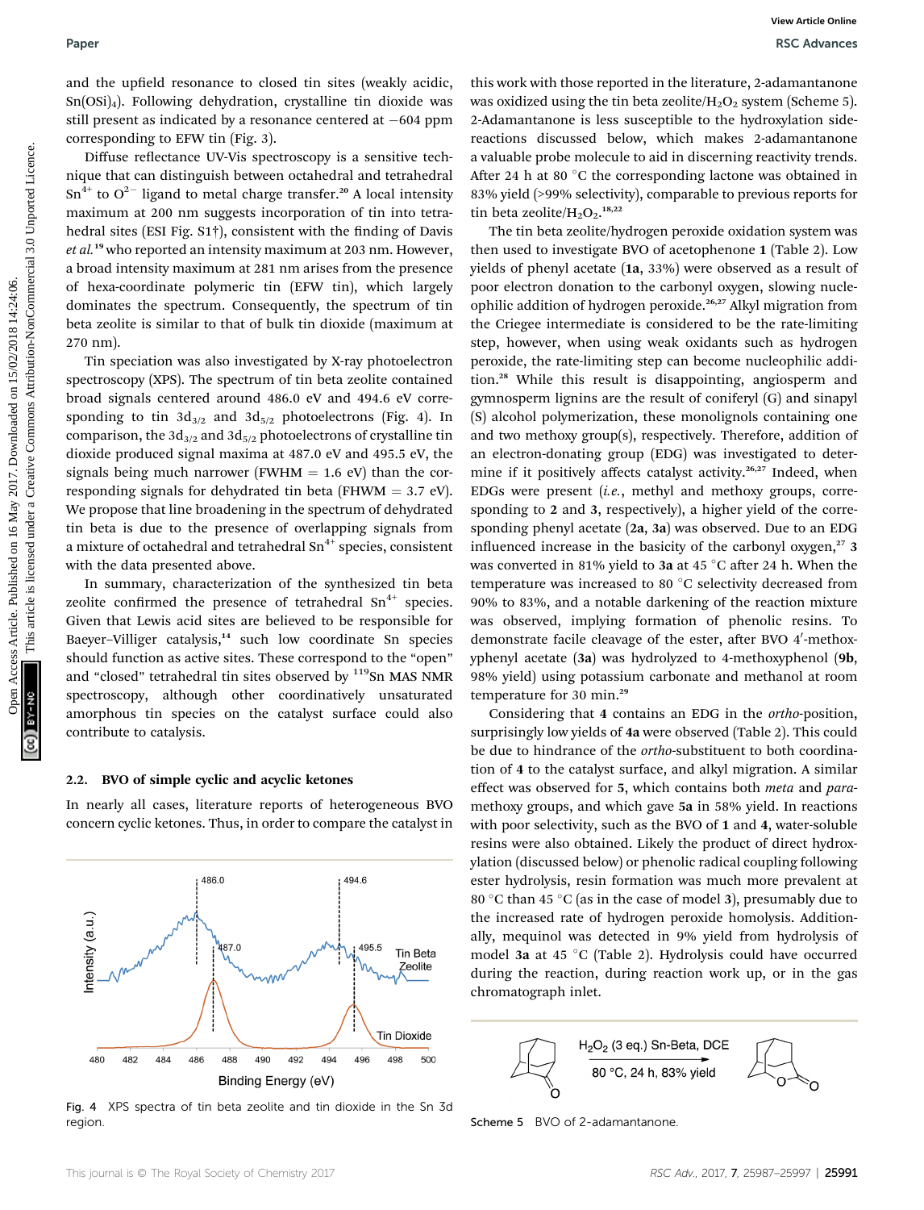and the upfield resonance to closed tin sites (weakly acidic, $Sn(OSi)_4$). Following dehydration, crystalline tin dioxide was still present as indicated by a resonance centered at −604 ppm corresponding to EFW tin (Fig. 3).

Diffuse reflectance UV-Vis spectroscopy is a sensitive technique that can distinguish between octahedral and tetrahedral $Sn^{4+}$ to $O^{2-}$ ligand to metal charge transfer.[20] A local intensity maximum at 200 nm suggests incorporation of tin into tetrahedral sites (ESI Fig. S1†), consistent with the finding of Davis *et al.*[19] who reported an intensity maximum at 203 nm. However, a broad intensity maximum at 281 nm arises from the presence of hexa-coordinate polymeric tin (EFW tin), which largely dominates the spectrum. Consequently, the spectrum of tin beta zeolite is similar to that of bulk tin dioxide (maximum at 270 nm).

Tin speciation was also investigated by X-ray photoelectron spectroscopy (XPS). The spectrum of tin beta zeolite contained broad signals centered around 486.0 eV and 494.6 eV corresponding to tin $3d_{3/2}$ and $3d_{5/2}$ photoelectrons (Fig. 4). In comparison, the $3d_{3/2}$ and $3d_{5/2}$ photoelectrons of crystalline tin dioxide produced signal maxima at 487.0 eV and 495.5 eV, the signals being much narrower (FWHM = 1.6 eV) than the corresponding signals for dehydrated tin beta (FHWM = 3.7 eV). We propose that line broadening in the spectrum of dehydrated tin beta is due to the presence of overlapping signals from a mixture of octahedral and tetrahedral $Sn^{4+}$ species, consistent with the data presented above.

In summary, characterization of the synthesized tin beta zeolite confirmed the presence of tetrahedral $Sn^{4+}$ species. Given that Lewis acid sites are believed to be responsible for Baeyer–Villiger catalysis,[14] such low coordinate Sn species should function as active sites. These correspond to the "open" and "closed" tetrahedral tin sites observed by $^{119}$Sn MAS NMR spectroscopy, although other coordinatively unsaturated amorphous tin species on the catalyst surface could also contribute to catalysis.

### 2.2. BVO of simple cyclic and acyclic ketones

In nearly all cases, literature reports of heterogeneous BVO concern cyclic ketones. Thus, in order to compare the catalyst in this work with those reported in the literature, 2-adamantanone was oxidized using the tin beta zeolite/$H_2O_2$ system (Scheme 5). 2-Adamantanone is less susceptible to the hydroxylation side-reactions discussed below, which makes 2-adamantanone a valuable probe molecule to aid in discerning reactivity trends. After 24 h at 80 °C the corresponding lactone was obtained in 83% yield (>99% selectivity), comparable to previous reports for tin beta zeolite/$H_2O_2$.[18,22]

Fig. 4 XPS spectra of tin beta zeolite and tin dioxide in the Sn 3d region.

The tin beta zeolite/hydrogen peroxide oxidation system was then used to investigate BVO of acetophenone **1** (Table 2). Low yields of phenyl acetate (**1a**, 33%) were observed as a result of poor electron donation to the carbonyl oxygen, slowing nucleophilic addition of hydrogen peroxide.[26,27] Alkyl migration from the Criegee intermediate is considered to be the rate-limiting step, however, when using weak oxidants such as hydrogen peroxide, the rate-limiting step can become nucleophilic addition.[28] While this result is disappointing, angiosperm and gymnosperm lignins are the result of coniferyl (G) and sinapyl (S) alcohol polymerization, these monolignols containing one and two methoxy group(s), respectively. Therefore, addition of an electron-donating group (EDG) was investigated to determine if it positively affects catalyst activity.[26,27] Indeed, when EDGs were present (*i.e.*, methyl and methoxy groups, corresponding to **2** and **3**, respectively), a higher yield of the corresponding phenyl acetate (**2a**, **3a**) was observed. Due to an EDG influenced increase in the basicity of the carbonyl oxygen,[27] **3** was converted in 81% yield to **3a** at 45 °C after 24 h. When the temperature was increased to 80 °C selectivity decreased from 90% to 83%, and a notable darkening of the reaction mixture was observed, implying formation of phenolic resins. To demonstrate facile cleavage of the ester, after BVO 4′-methoxyphenyl acetate (**3a**) was hydrolyzed to 4-methoxyphenol (**9b**, 98% yield) using potassium carbonate and methanol at room temperature for 30 min.[29]

Considering that **4** contains an EDG in the *ortho*-position, surprisingly low yields of **4a** were observed (Table 2). This could be due to hindrance of the *ortho*-substituent to both coordination of **4** to the catalyst surface, and alkyl migration. A similar effect was observed for **5**, which contains both *meta* and *para*-methoxy groups, and which gave **5a** in 58% yield. In reactions with poor selectivity, such as the BVO of **1** and **4**, water-soluble resins were also obtained. Likely the product of direct hydroxylation (discussed below) or phenolic radical coupling following ester hydrolysis, resin formation was much more prevalent at 80 °C than 45 °C (as in the case of model **3**), presumably due to the increased rate of hydrogen peroxide homolysis. Additionally, mequinol was detected in 9% yield from hydrolysis of model **3a** at 45 °C (Table 2). Hydrolysis could have occurred during the reaction, during reaction work up, or in the gas chromatograph inlet.

Scheme 5 BVO of 2-adamantanone.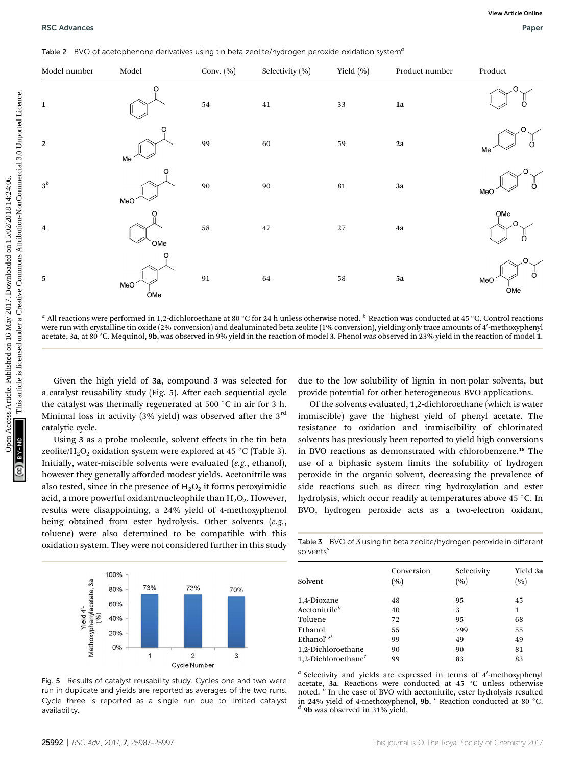Table 2 BVO of acetophenone derivatives using tin beta zeolite/hydrogen peroxide oxidation system[a]

| Model number | Model | Conv. (%) | Selectivity (%) | Yield (%) | Product number | Product |
|---|---|---|---|---|---|---|
| 1 | | 54 | 41 | 33 | 1a | |
| 2 | | 99 | 60 | 59 | 2a | |
| 3[b] | | 90 | 90 | 81 | 3a | |
| 4 | | 58 | 47 | 27 | 4a | |
| 5 | | 91 | 64 | 58 | 5a | |

[a] All reactions were performed in 1,2-dichloroethane at 80 °C for 24 h unless otherwise noted. [b] Reaction was conducted at 45 °C. Control reactions were run with crystalline tin oxide (2% conversion) and dealuminated beta zeolite (1% conversion), yielding only trace amounts of 4′-methoxyphenyl acetate, **3a**, at 80 °C. Mequinol, **9b**, was observed in 9% yield in the reaction of model **3**. Phenol was observed in 23% yield in the reaction of model **1**.

Given the high yield of **3a**, compound **3** was selected for a catalyst reusability study (Fig. 5). After each sequential cycle the catalyst was thermally regenerated at 500 °C in air for 3 h. Minimal loss in activity (3% yield) was observed after the 3rd catalytic cycle.

Using **3** as a probe molecule, solvent effects in the tin beta zeolite/$H_2O_2$ oxidation system were explored at 45 °C (Table 3). Initially, water-miscible solvents were evaluated (*e.g.*, ethanol), however they generally afforded modest yields. Acetonitrile was also tested, since in the presence of $H_2O_2$ it forms peroxyimidic acid, a more powerful oxidant/nucleophile than $H_2O_2$. However, results were disappointing, a 24% yield of 4-methoxyphenol being obtained from ester hydrolysis. Other solvents (*e.g.*, toluene) were also determined to be compatible with this oxidation system. They were not considered further in this study due to the low solubility of lignin in non-polar solvents, but provide potential for other heterogeneous BVO applications.

Fig. 5 Results of catalyst reusability study. Cycles one and two were run in duplicate and yields are reported as averages of the two runs. Cycle three is reported as a single run due to limited catalyst availability.

Of the solvents evaluated, 1,2-dichloroethane (which is water immiscible) gave the highest yield of phenyl acetate. The resistance to oxidation and immiscibility of chlorinated solvents has previously been reported to yield high conversions in BVO reactions as demonstrated with chlorobenzene.[18] The use of a biphasic system limits the solubility of hydrogen peroxide in the organic solvent, decreasing the prevalence of side reactions such as direct ring hydroxylation and ester hydrolysis, which occur readily at temperatures above 45 °C. In BVO, hydrogen peroxide acts as a two-electron oxidant,

Table 3 BVO of 3 using tin beta zeolite/hydrogen peroxide in different solvents[a]

| Solvent | Conversion (%) | Selectivity (%) | Yield **3a** (%) |
|---|---|---|---|
| 1,4-Dioxane | 48 | 95 | 45 |
| Acetonitrile[b] | 40 | 3 | 1 |
| Toluene | 72 | 95 | 68 |
| Ethanol | 55 | >99 | 55 |
| Ethanol[c,d] | 99 | 49 | 49 |
| 1,2-Dichloroethane | 90 | 90 | 81 |
| 1,2-Dichloroethane[c] | 99 | 83 | 83 |

[a] Selectivity and yields are expressed in terms of 4′-methoxyphenyl acetate, **3a**. Reactions were conducted at 45 °C unless otherwise noted. [b] In the case of BVO with acetonitrile, ester hydrolysis resulted in 24% yield of 4-methoxyphenol, **9b**. [c] Reaction conducted at 80 °C. [d] **9b** was observed in 31% yield.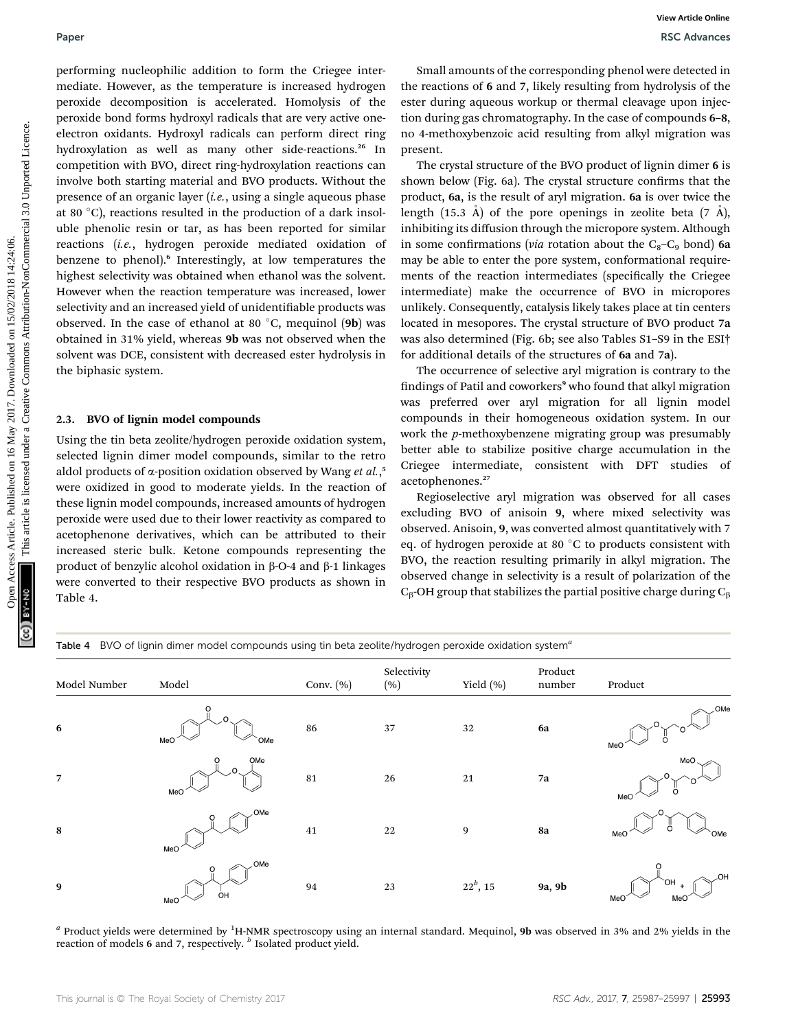performing nucleophilic addition to form the Criegee intermediate. However, as the temperature is increased hydrogen peroxide decomposition is accelerated. Homolysis of the peroxide bond forms hydroxyl radicals that are very active one-electron oxidants. Hydroxyl radicals can perform direct ring hydroxylation as well as many other side-reactions.[26] In competition with BVO, direct ring-hydroxylation reactions can involve both starting material and BVO products. Without the presence of an organic layer (*i.e.*, using a single aqueous phase at 80 °C), reactions resulted in the production of a dark insoluble phenolic resin or tar, as has been reported for similar reactions (*i.e.*, hydrogen peroxide mediated oxidation of benzene to phenol).[6] Interestingly, at low temperatures the highest selectivity was obtained when ethanol was the solvent. However when the reaction temperature was increased, lower selectivity and an increased yield of unidentifiable products was observed. In the case of ethanol at 80 °C, mequinol (**9b**) was obtained in 31% yield, whereas **9b** was not observed when the solvent was DCE, consistent with decreased ester hydrolysis in the biphasic system.

### 2.3. BVO of lignin model compounds

Using the tin beta zeolite/hydrogen peroxide oxidation system, selected lignin dimer model compounds, similar to the retro aldol products of α-position oxidation observed by Wang *et al.*,[5] were oxidized in good to moderate yields. In the reaction of these lignin model compounds, increased amounts of hydrogen peroxide were used due to their lower reactivity as compared to acetophenone derivatives, which can be attributed to their increased steric bulk. Ketone compounds representing the product of benzylic alcohol oxidation in β-O-4 and β-1 linkages were converted to their respective BVO products as shown in Table 4.

Small amounts of the corresponding phenol were detected in the reactions of **6** and **7**, likely resulting from hydrolysis of the ester during aqueous workup or thermal cleavage upon injection during gas chromatography. In the case of compounds **6–8**, no 4-methoxybenzoic acid resulting from alkyl migration was present.

The crystal structure of the BVO product of lignin dimer **6** is shown below (Fig. 6a). The crystal structure confirms that the product, **6a**, is the result of aryl migration. **6a** is over twice the length (15.3 Å) of the pore openings in zeolite beta (7 Å), inhibiting its diffusion through the micropore system. Although in some confirmations (*via* rotation about the $C_8$–$C_9$ bond) **6a** may be able to enter the pore system, conformational requirements of the reaction intermediates (specifically the Criegee intermediate) make the occurrence of BVO in micropores unlikely. Consequently, catalysis likely takes place at tin centers located in mesopores. The crystal structure of BVO product **7a** was also determined (Fig. 6b; see also Tables S1–S9 in the ESI† for additional details of the structures of **6a** and **7a**).

The occurrence of selective aryl migration is contrary to the findings of Patil and coworkers[9] who found that alkyl migration was preferred over aryl migration for all lignin model compounds in their homogeneous oxidation system. In our work the *p*-methoxybenzene migrating group was presumably better able to stabilize positive charge accumulation in the Criegee intermediate, consistent with DFT studies of acetophenones.[27]

Regioselective aryl migration was observed for all cases excluding BVO of anisoin **9**, where mixed selectivity was observed. Anisoin, **9**, was converted almost quantitatively with 7 eq. of hydrogen peroxide at 80 °C to products consistent with BVO, the reaction resulting primarily in alkyl migration. The observed change in selectivity is a result of polarization of the $C_\beta$-OH group that stabilizes the partial positive charge during $C_\beta$

Table 4 BVO of lignin dimer model compounds using tin beta zeolite/hydrogen peroxide oxidation system[a]

| Model Number | Model | Conv. (%) | Selectivity (%) | Yield (%) | Product number | Product |
|---|---|---|---|---|---|---|
| 6 | | 86 | 37 | 32 | 6a | |
| 7 | | 81 | 26 | 21 | 7a | |
| 8 | | 41 | 22 | 9 | 8a | |
| 9 | | 94 | 23 | 22[b], 15 | 9a, 9b | |

[a] Product yields were determined by $^1$H-NMR spectroscopy using an internal standard. Mequinol, **9b** was observed in 3% and 2% yields in the reaction of models **6** and **7**, respectively. [b] Isolated product yield.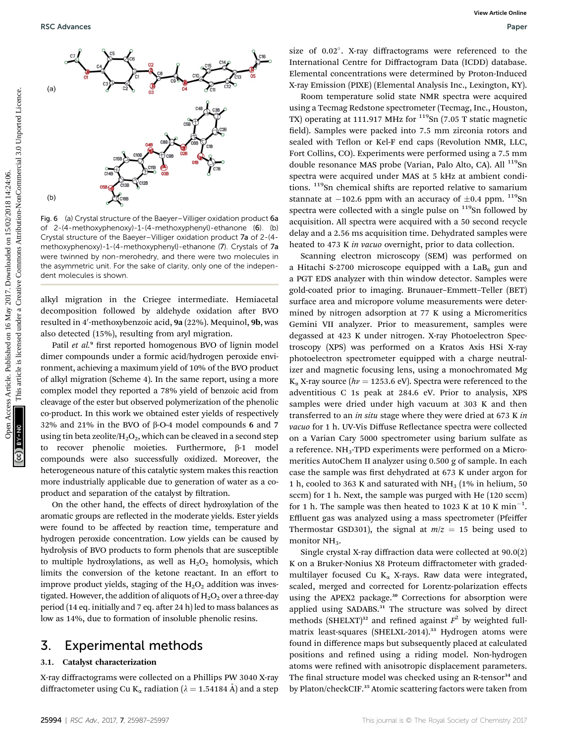Fig. 6 (a) Crystal structure of the Baeyer–Villiger oxidation product **6a** of 2-(4-methoxyphenoxy)-1-(4-methoxyphenyl)-ethanone (**6**). (b) Crystal structure of the Baeyer–Villiger oxidation product **7a** of 2-(4-methoxyphenoxy)-1-(4-methoxyphenyl)-ethanone (**7**). Crystals of **7a** were twinned by non-merohedry, and there were two molecules in the asymmetric unit. For the sake of clarity, only one of the independent molecules is shown.

alkyl migration in the Criegee intermediate. Hemiacetal decomposition followed by aldehyde oxidation after BVO resulted in 4′-methoxybenzoic acid, **9a** (22%). Mequinol, **9b**, was also detected (15%), resulting from aryl migration.

Patil *et al.*[9] first reported homogenous BVO of lignin model dimer compounds under a formic acid/hydrogen peroxide environment, achieving a maximum yield of 10% of the BVO product of alkyl migration (Scheme 4). In the same report, using a more complex model they reported a 78% yield of benzoic acid from cleavage of the ester but observed polymerization of the phenolic co-product. In this work we obtained ester yields of respectively 32% and 21% in the BVO of β-O-4 model compounds **6** and **7** using tin beta zeolite/$H_2O_2$, which can be cleaved in a second step to recover phenolic moieties. Furthermore, β-1 model compounds were also successfully oxidized. Moreover, the heterogeneous nature of this catalytic system makes this reaction more industrially applicable due to generation of water as a co-product and separation of the catalyst by filtration.

On the other hand, the effects of direct hydroxylation of the aromatic groups are reflected in the moderate yields. Ester yields were found to be affected by reaction time, temperature and hydrogen peroxide concentration. Low yields can be caused by hydrolysis of BVO products to form phenols that are susceptible to multiple hydroxylations, as well as $H_2O_2$ homolysis, which limits the conversion of the ketone reactant. In an effort to improve product yields, staging of the $H_2O_2$ addition was investigated. However, the addition of aliquots of $H_2O_2$ over a three-day period (14 eq. initially and 7 eq. after 24 h) led to mass balances as low as 14%, due to formation of insoluble phenolic resins.

## 3. Experimental methods

### 3.1. Catalyst characterization

X-ray diffractograms were collected on a Phillips PW 3040 X-ray diffractometer using Cu $K_\alpha$ radiation ($\lambda = 1.54184$ Å) and a step size of 0.02°. X-ray diffractograms were referenced to the International Centre for Diffractogram Data (ICDD) database. Elemental concentrations were determined by Proton-Induced X-ray Emission (PIXE) (Elemental Analysis Inc., Lexington, KY).

Room temperature solid state NMR spectra were acquired using a Tecmag Redstone spectrometer (Tecmag, Inc., Houston, TX) operating at 111.917 MHz for $^{119}$Sn (7.05 T static magnetic field). Samples were packed into 7.5 mm zirconia rotors and sealed with Teflon or Kel-F end caps (Revolution NMR, LLC, Fort Collins, CO). Experiments were performed using a 7.5 mm double resonance MAS probe (Varian, Palo Alto, CA). All $^{119}$Sn spectra were acquired under MAS at 5 kHz at ambient conditions. $^{119}$Sn chemical shifts are reported relative to samarium stannate at −102.6 ppm with an accuracy of ±0.4 ppm. $^{119}$Sn spectra were collected with a single pulse on $^{119}$Sn followed by acquisition. All spectra were acquired with a 50 second recycle delay and a 2.56 ms acquisition time. Dehydrated samples were heated to 473 K *in vacuo* overnight, prior to data collection.

Scanning electron microscopy (SEM) was performed on a Hitachi S-2700 microscope equipped with a $LaB_6$ gun and a PGT EDS analyzer with thin window detector. Samples were gold-coated prior to imaging. Brunauer–Emmett–Teller (BET) surface area and micropore volume measurements were determined by nitrogen adsorption at 77 K using a Micromeritics Gemini VII analyzer. Prior to measurement, samples were degassed at 423 K under nitrogen. X-ray Photoelectron Spectroscopy (XPS) was performed on a Kratos Axis HSi X-ray photoelectron spectrometer equipped with a charge neutralizer and magnetic focusing lens, using a monochromated Mg $K_\alpha$ X-ray source ($h\nu = 1253.6$ eV). Spectra were referenced to the adventitious C 1s peak at 284.6 eV. Prior to analysis, XPS samples were dried under high vacuum at 303 K and then transferred to an *in situ* stage where they were dried at 673 K *in vacuo* for 1 h. UV-Vis Diffuse Reflectance spectra were collected on a Varian Cary 5000 spectrometer using barium sulfate as a reference. $NH_3$-TPD experiments were performed on a Micromeritics AutoChem II analyzer using 0.500 g of sample. In each case the sample was first dehydrated at 673 K under argon for 1 h, cooled to 363 K and saturated with $NH_3$ (1% in helium, 50 sccm) for 1 h. Next, the sample was purged with He (120 sccm) for 1 h. The sample was then heated to 1023 K at 10 K min$^{-1}$. Effluent gas was analyzed using a mass spectrometer (Pfeiffer Thermostar GSD301), the signal at $m/z = 15$ being used to monitor $NH_3$.

Single crystal X-ray diffraction data were collected at 90.0(2) K on a Bruker-Nonius X8 Proteum diffractometer with graded-multilayer focused Cu $K_\alpha$ X-rays. Raw data were integrated, scaled, merged and corrected for Lorentz-polarization effects using the APEX2 package.[30] Corrections for absorption were applied using SADABS.[31] The structure was solved by direct methods (SHELXT)[32] and refined against $F^2$ by weighted full-matrix least-squares (SHELXL-2014).[33] Hydrogen atoms were found in difference maps but subsequently placed at calculated positions and refined using a riding model. Non-hydrogen atoms were refined with anisotropic displacement parameters. The final structure model was checked using an R-tensor[34] and by Platon/checkCIF.[35] Atomic scattering factors were taken from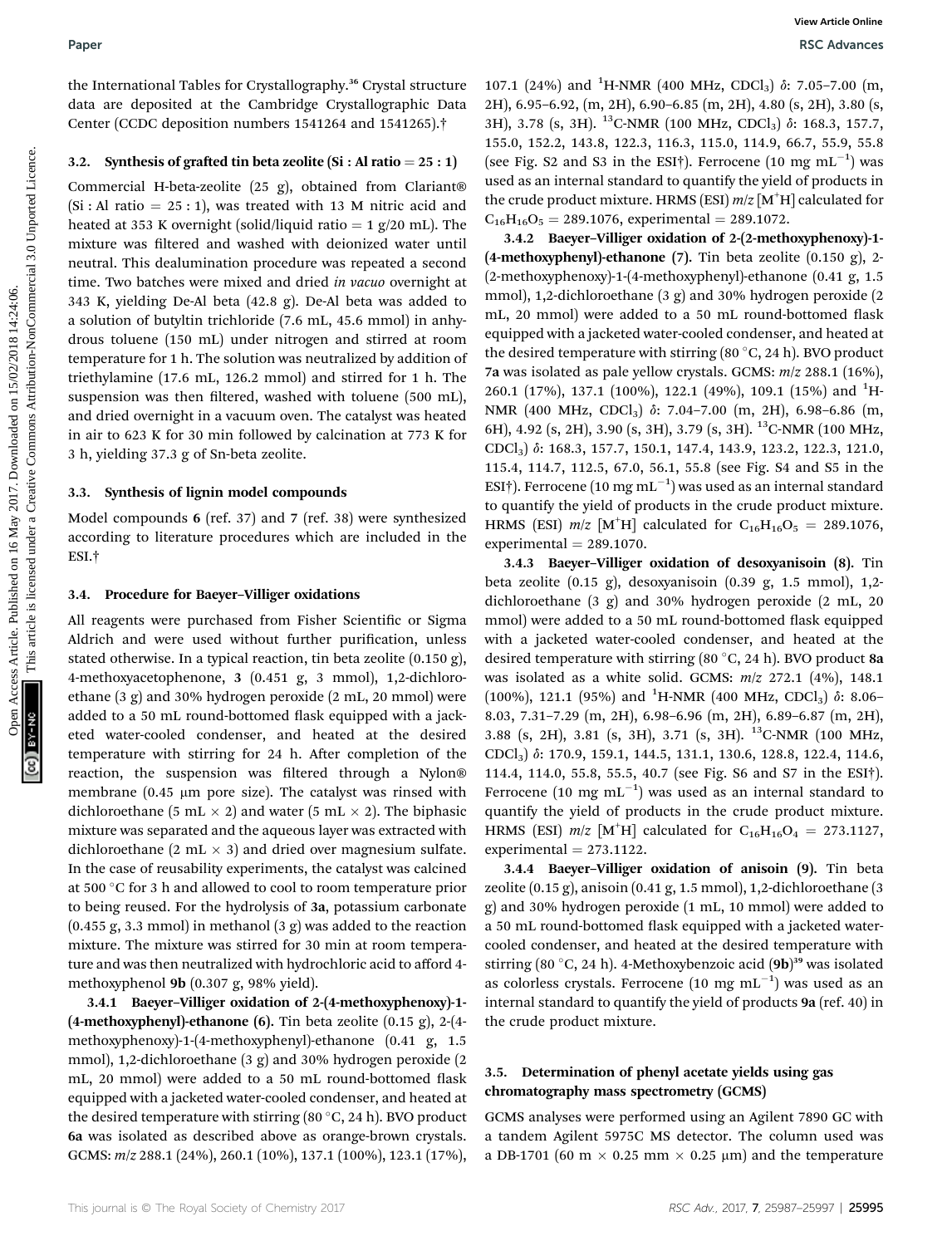the International Tables for Crystallography.[36] Crystal structure data are deposited at the Cambridge Crystallographic Data Center (CCDC deposition numbers 1541264 and 1541265).†

### 3.2. Synthesis of grafted tin beta zeolite (Si : Al ratio = 25 : 1)

Commercial H-beta-zeolite (25 g), obtained from Clariant® (Si : Al ratio = 25 : 1), was treated with 13 M nitric acid and heated at 353 K overnight (solid/liquid ratio = 1 g/20 mL). The mixture was filtered and washed with deionized water until neutral. This dealumination procedure was repeated a second time. Two batches were mixed and dried *in vacuo* overnight at 343 K, yielding De-Al beta (42.8 g). De-Al beta was added to a solution of butyltin trichloride (7.6 mL, 45.6 mmol) in anhydrous toluene (150 mL) under nitrogen and stirred at room temperature for 1 h. The solution was neutralized by addition of triethylamine (17.6 mL, 126.2 mmol) and stirred for 1 h. The suspension was then filtered, washed with toluene (500 mL), and dried overnight in a vacuum oven. The catalyst was heated in air to 623 K for 30 min followed by calcination at 773 K for 3 h, yielding 37.3 g of Sn-beta zeolite.

### 3.3. Synthesis of lignin model compounds

Model compounds **6** (ref. 37) and **7** (ref. 38) were synthesized according to literature procedures which are included in the ESI.†

### 3.4. Procedure for Baeyer–Villiger oxidations

All reagents were purchased from Fisher Scientific or Sigma Aldrich and were used without further purification, unless stated otherwise. In a typical reaction, tin beta zeolite (0.150 g), 4-methoxyacetophenone, **3** (0.451 g, 3 mmol), 1,2-dichloroethane (3 g) and 30% hydrogen peroxide (2 mL, 20 mmol) were added to a 50 mL round-bottomed flask equipped with a jacketed water-cooled condenser, and heated at the desired temperature with stirring for 24 h. After completion of the reaction, the suspension was filtered through a Nylon® membrane (0.45 μm pore size). The catalyst was rinsed with dichloroethane (5 mL × 2) and water (5 mL × 2). The biphasic mixture was separated and the aqueous layer was extracted with dichloroethane (2 mL × 3) and dried over magnesium sulfate. In the case of reusability experiments, the catalyst was calcined at 500 °C for 3 h and allowed to cool to room temperature prior to being reused. For the hydrolysis of **3a**, potassium carbonate (0.455 g, 3.3 mmol) in methanol (3 g) was added to the reaction mixture. The mixture was stirred for 30 min at room temperature and was then neutralized with hydrochloric acid to afford 4-methoxyphenol **9b** (0.307 g, 98% yield).

**3.4.1 Baeyer–Villiger oxidation of 2-(4-methoxyphenoxy)-1-(4-methoxyphenyl)-ethanone (6).** Tin beta zeolite (0.15 g), 2-(4-methoxyphenoxy)-1-(4-methoxyphenyl)-ethanone (0.41 g, 1.5 mmol), 1,2-dichloroethane (3 g) and 30% hydrogen peroxide (2 mL, 20 mmol) were added to a 50 mL round-bottomed flask equipped with a jacketed water-cooled condenser, and heated at the desired temperature with stirring (80 °C, 24 h). BVO product **6a** was isolated as described above as orange-brown crystals. GCMS: *m*/*z* 288.1 (24%), 260.1 (10%), 137.1 (100%), 123.1 (17%), 107.1 (24%) and $^1$H-NMR (400 MHz, $CDCl_3$) δ: 7.05–7.00 (m, 2H), 6.95–6.92, (m, 2H), 6.90–6.85 (m, 2H), 4.80 (s, 2H), 3.80 (s, 3H), 3.78 (s, 3H). $^{13}$C-NMR (100 MHz, $CDCl_3$) δ: 168.3, 157.7, 155.0, 152.2, 143.8, 122.3, 116.3, 115.0, 114.9, 66.7, 55.9, 55.8 (see Fig. S2 and S3 in the ESI†). Ferrocene (10 mg $mL^{-1}$) was used as an internal standard to quantify the yield of products in the crude product mixture. HRMS (ESI) *m*/*z* [$M^+$H] calculated for $C_{16}H_{16}O_5$ = 289.1076, experimental = 289.1072.

**3.4.2 Baeyer–Villiger oxidation of 2-(2-methoxyphenoxy)-1-(4-methoxyphenyl)-ethanone (7).** Tin beta zeolite (0.150 g), 2-(2-methoxyphenoxy)-1-(4-methoxyphenyl)-ethanone (0.41 g, 1.5 mmol), 1,2-dichloroethane (3 g) and 30% hydrogen peroxide (2 mL, 20 mmol) were added to a 50 mL round-bottomed flask equipped with a jacketed water-cooled condenser, and heated at the desired temperature with stirring (80 °C, 24 h). BVO product **7a** was isolated as pale yellow crystals. GCMS: *m*/*z* 288.1 (16%), 260.1 (17%), 137.1 (100%), 122.1 (49%), 109.1 (15%) and $^1$H-NMR (400 MHz, $CDCl_3$) δ: 7.04–7.00 (m, 2H), 6.98–6.86 (m, 6H), 4.92 (s, 2H), 3.90 (s, 3H), 3.79 (s, 3H). $^{13}$C-NMR (100 MHz, $CDCl_3$) δ: 168.3, 157.7, 150.1, 147.4, 143.9, 123.2, 122.3, 121.0, 115.4, 114.7, 112.5, 67.0, 56.1, 55.8 (see Fig. S4 and S5 in the ESI†). Ferrocene (10 mg $mL^{-1}$) was used as an internal standard to quantify the yield of products in the crude product mixture. HRMS (ESI) *m*/*z* [$M^+$H] calculated for $C_{16}H_{16}O_5$ = 289.1076, experimental = 289.1070.

**3.4.3 Baeyer–Villiger oxidation of desoxyanisoin (8).** Tin beta zeolite (0.15 g), desoxyanisoin (0.39 g, 1.5 mmol), 1,2-dichloroethane (3 g) and 30% hydrogen peroxide (2 mL, 20 mmol) were added to a 50 mL round-bottomed flask equipped with a jacketed water-cooled condenser, and heated at the desired temperature with stirring (80 °C, 24 h). BVO product **8a** was isolated as a white solid. GCMS: *m*/*z* 272.1 (4%), 148.1 (100%), 121.1 (95%) and $^1$H-NMR (400 MHz, $CDCl_3$) δ: 8.06–8.03, 7.31–7.29 (m, 2H), 6.98–6.96 (m, 2H), 6.89–6.87 (m, 2H), 3.88 (s, 2H), 3.81 (s, 3H), 3.71 (s, 3H). $^{13}$C-NMR (100 MHz, $CDCl_3$) δ: 170.9, 159.1, 144.5, 131.1, 130.6, 128.8, 122.4, 114.6, 114.4, 114.0, 55.8, 55.5, 40.7 (see Fig. S6 and S7 in the ESI†). Ferrocene (10 mg $mL^{-1}$) was used as an internal standard to quantify the yield of products in the crude product mixture. HRMS (ESI) *m*/*z* [$M^+$H] calculated for $C_{16}H_{16}O_4$ = 273.1127, experimental = 273.1122.

**3.4.4 Baeyer–Villiger oxidation of anisoin (9).** Tin beta zeolite (0.15 g), anisoin (0.41 g, 1.5 mmol), 1,2-dichloroethane (3 g) and 30% hydrogen peroxide (1 mL, 10 mmol) were added to a 50 mL round-bottomed flask equipped with a jacketed water-cooled condenser, and heated at the desired temperature with stirring (80 °C, 24 h). 4-Methoxybenzoic acid (**9b**)[39] was isolated as colorless crystals. Ferrocene (10 mg $mL^{-1}$) was used as an internal standard to quantify the yield of products **9a** (ref. 40) in the crude product mixture.

### 3.5. Determination of phenyl acetate yields using gas chromatography mass spectrometry (GCMS)

GCMS analyses were performed using an Agilent 7890 GC with a tandem Agilent 5975C MS detector. The column used was a DB-1701 (60 m × 0.25 mm × 0.25 μm) and the temperature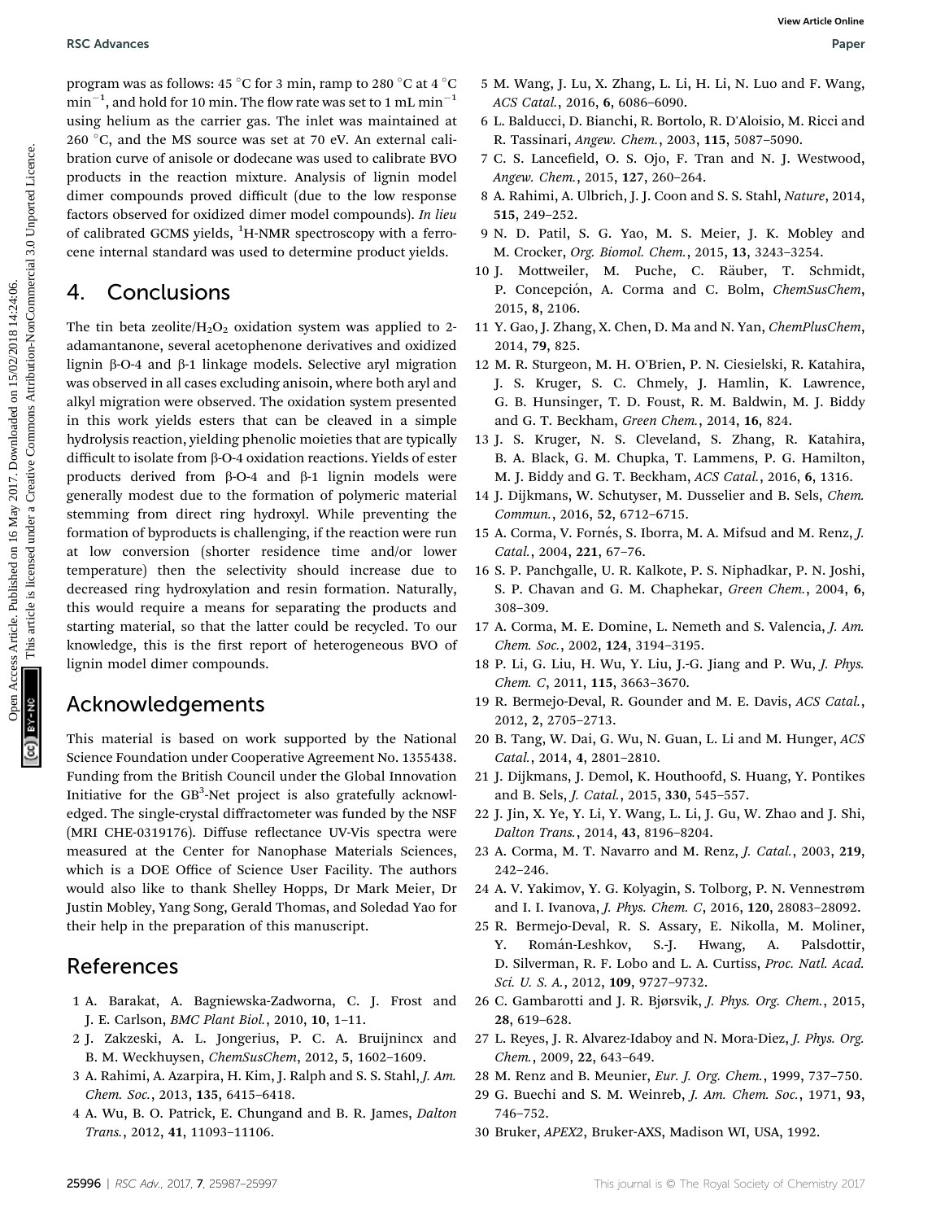program was as follows: 45 °C for 3 min, ramp to 280 °C at 4 °C $min^{-1}$, and hold for 10 min. The flow rate was set to 1 mL $min^{-1}$ using helium as the carrier gas. The inlet was maintained at 260 °C, and the MS source was set at 70 eV. An external calibration curve of anisole or dodecane was used to calibrate BVO products in the reaction mixture. Analysis of lignin model dimer compounds proved difficult (due to the low response factors observed for oxidized dimer model compounds). *In lieu* of calibrated GCMS yields, $^1$H-NMR spectroscopy with a ferrocene internal standard was used to determine product yields.

## 4. Conclusions

The tin beta zeolite/$H_2O_2$ oxidation system was applied to 2-adamantanone, several acetophenone derivatives and oxidized lignin β-O-4 and β-1 linkage models. Selective aryl migration was observed in all cases excluding anisoin, where both aryl and alkyl migration were observed. The oxidation system presented in this work yields esters that can be cleaved in a simple hydrolysis reaction, yielding phenolic moieties that are typically difficult to isolate from β-O-4 oxidation reactions. Yields of ester products derived from β-O-4 and β-1 lignin models were generally modest due to the formation of polymeric material stemming from direct ring hydroxyl. While preventing the formation of byproducts is challenging, if the reaction were run at low conversion (shorter residence time and/or lower temperature) then the selectivity should increase due to decreased ring hydroxylation and resin formation. Naturally, this would require a means for separating the products and starting material, so that the latter could be recycled. To our knowledge, this is the first report of heterogeneous BVO of lignin model dimer compounds.

## Acknowledgements

This material is based on work supported by the National Science Foundation under Cooperative Agreement No. 1355438. Funding from the British Council under the Global Innovation Initiative for the GB$^3$-Net project is also gratefully acknowledged. The single-crystal diffractometer was funded by the NSF (MRI CHE-0319176). Diffuse reflectance UV-Vis spectra were measured at the Center for Nanophase Materials Sciences, which is a DOE Office of Science User Facility. The authors would also like to thank Shelley Hopps, Dr Mark Meier, Dr Justin Mobley, Yang Song, Gerald Thomas, and Soledad Yao for their help in the preparation of this manuscript.

## References

1 A. Barakat, A. Bagniewska-Zadworna, C. J. Frost and J. E. Carlson, *BMC Plant Biol.*, 2010, **10**, 1–11.

2 J. Zakzeski, A. L. Jongerius, P. C. A. Bruijnincx and B. M. Weckhuysen, *ChemSusChem*, 2012, **5**, 1602–1609.

3 A. Rahimi, A. Azarpira, H. Kim, J. Ralph and S. S. Stahl, *J. Am. Chem. Soc.*, 2013, **135**, 6415–6418.

4 A. Wu, B. O. Patrick, E. Chungand and B. R. James, *Dalton Trans.*, 2012, **41**, 11093–11106.

5 M. Wang, J. Lu, X. Zhang, L. Li, H. Li, N. Luo and F. Wang, *ACS Catal.*, 2016, **6**, 6086–6090.

6 L. Balducci, D. Bianchi, R. Bortolo, R. D'Aloisio, M. Ricci and R. Tassinari, *Angew. Chem.*, 2003, **115**, 5087–5090.

7 C. S. Lancefield, O. S. Ojo, F. Tran and N. J. Westwood, *Angew. Chem.*, 2015, **127**, 260–264.

8 A. Rahimi, A. Ulbrich, J. J. Coon and S. S. Stahl, *Nature*, 2014, **515**, 249–252.

9 N. D. Patil, S. G. Yao, M. S. Meier, J. K. Mobley and M. Crocker, *Org. Biomol. Chem.*, 2015, **13**, 3243–3254.

10 J. Mottweiler, M. Puche, C. Räuber, T. Schmidt, P. Concepción, A. Corma and C. Bolm, *ChemSusChem*, 2015, **8**, 2106.

11 Y. Gao, J. Zhang, X. Chen, D. Ma and N. Yan, *ChemPlusChem*, 2014, **79**, 825.

12 M. R. Sturgeon, M. H. O'Brien, P. N. Ciesielski, R. Katahira, J. S. Kruger, S. C. Chmely, J. Hamlin, K. Lawrence, G. B. Hunsinger, T. D. Foust, R. M. Baldwin, M. J. Biddy and G. T. Beckham, *Green Chem.*, 2014, **16**, 824.

13 J. S. Kruger, N. S. Cleveland, S. Zhang, R. Katahira, B. A. Black, G. M. Chupka, T. Lammens, P. G. Hamilton, M. J. Biddy and G. T. Beckham, *ACS Catal.*, 2016, **6**, 1316.

14 J. Dijkmans, W. Schutyser, M. Dusselier and B. Sels, *Chem. Commun.*, 2016, **52**, 6712–6715.

15 A. Corma, V. Fornés, S. Iborra, M. A. Mifsud and M. Renz, *J. Catal.*, 2004, **221**, 67–76.

16 S. P. Panchgalle, U. R. Kalkote, P. S. Niphadkar, P. N. Joshi, S. P. Chavan and G. M. Chaphekar, *Green Chem.*, 2004, **6**, 308–309.

17 A. Corma, M. E. Domine, L. Nemeth and S. Valencia, *J. Am. Chem. Soc.*, 2002, **124**, 3194–3195.

18 P. Li, G. Liu, H. Wu, Y. Liu, J.-G. Jiang and P. Wu, *J. Phys. Chem. C*, 2011, **115**, 3663–3670.

19 R. Bermejo-Deval, R. Gounder and M. E. Davis, *ACS Catal.*, 2012, **2**, 2705–2713.

20 B. Tang, W. Dai, G. Wu, N. Guan, L. Li and M. Hunger, *ACS Catal.*, 2014, **4**, 2801–2810.

21 J. Dijkmans, J. Demol, K. Houthoofd, S. Huang, Y. Pontikes and B. Sels, *J. Catal.*, 2015, **330**, 545–557.

22 J. Jin, X. Ye, Y. Li, Y. Wang, L. Li, J. Gu, W. Zhao and J. Shi, *Dalton Trans.*, 2014, **43**, 8196–8204.

23 A. Corma, M. T. Navarro and M. Renz, *J. Catal.*, 2003, **219**, 242–246.

24 A. V. Yakimov, Y. G. Kolyagin, S. Tolborg, P. N. Vennestrøm and I. I. Ivanova, *J. Phys. Chem. C*, 2016, **120**, 28083–28092.

25 R. Bermejo-Deval, R. S. Assary, E. Nikolla, M. Moliner, Y. Román-Leshkov, S.-J. Hwang, A. Palsdottir, D. Silverman, R. F. Lobo and L. A. Curtiss, *Proc. Natl. Acad. Sci. U. S. A.*, 2012, **109**, 9727–9732.

26 C. Gambarotti and J. R. Bjørsvik, *J. Phys. Org. Chem.*, 2015, **28**, 619–628.

27 L. Reyes, J. R. Alvarez-Idaboy and N. Mora-Diez, *J. Phys. Org. Chem.*, 2009, **22**, 643–649.

28 M. Renz and B. Meunier, *Eur. J. Org. Chem.*, 1999, 737–750.

29 G. Buechi and S. M. Weinreb, *J. Am. Chem. Soc.*, 1971, **93**, 746–752.

30 Bruker, *APEX2*, Bruker-AXS, Madison WI, USA, 1992.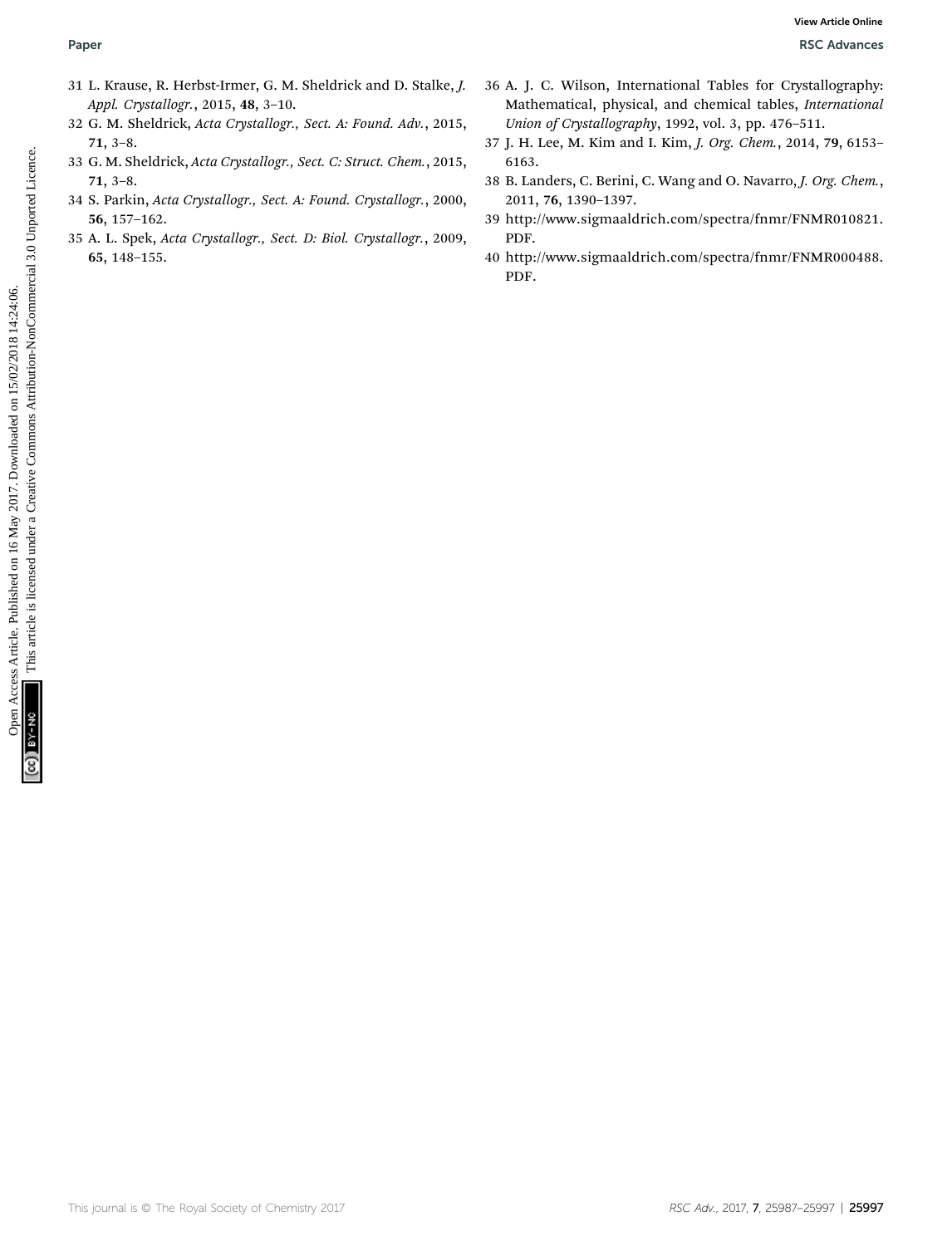31 L. Krause, R. Herbst-Irmer, G. M. Sheldrick and D. Stalke, *J. Appl. Crystallogr.*, 2015, **48**, 3–10.

32 G. M. Sheldrick, *Acta Crystallogr., Sect. A: Found. Adv.*, 2015, **71**, 3–8.

33 G. M. Sheldrick, *Acta Crystallogr., Sect. C: Struct. Chem.*, 2015, **71**, 3–8.

34 S. Parkin, *Acta Crystallogr., Sect. A: Found. Crystallogr.*, 2000, **56**, 157–162.

35 A. L. Spek, *Acta Crystallogr., Sect. D: Biol. Crystallogr.*, 2009, **65**, 148–155.

36 A. J. C. Wilson, International Tables for Crystallography: Mathematical, physical, and chemical tables, *International Union of Crystallography*, 1992, vol. 3, pp. 476–511.

37 J. H. Lee, M. Kim and I. Kim, *J. Org. Chem.*, 2014, **79**, 6153–6163.

38 B. Landers, C. Berini, C. Wang and O. Navarro, *J. Org. Chem.*, 2011, **76**, 1390–1397.

39 http://www.sigmaaldrich.com/spectra/fnmr/FNMR010821.PDF.

40 http://www.sigmaaldrich.com/spectra/fnmr/FNMR000488.PDF.